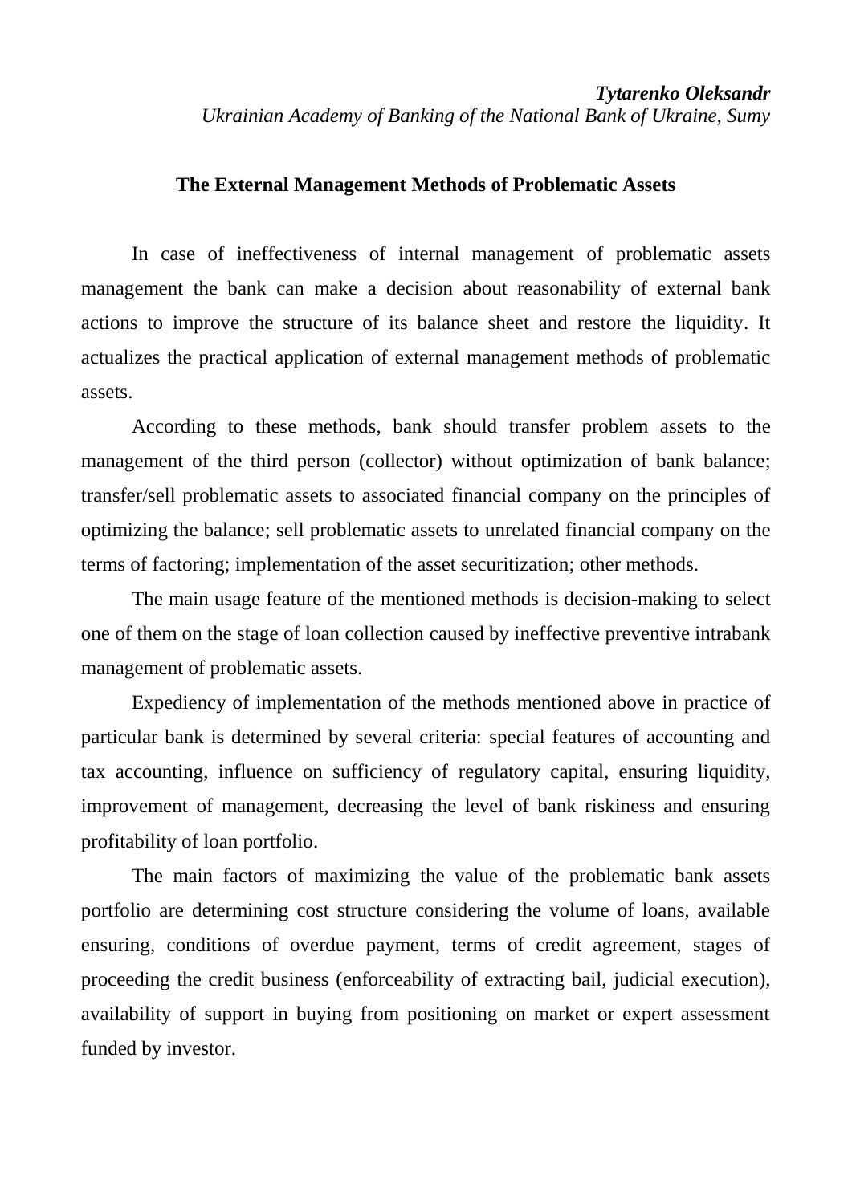***Tytarenko Oleksandr***

*Ukrainian Academy of Banking of the National Bank of Ukraine, Sumy*

**The External Management Methods of Problematic Assets**

In case of ineffectiveness of internal management of problematic assets management the bank can make a decision about reasonability of external bank actions to improve the structure of its balance sheet and restore the liquidity. It actualizes the practical application of external management methods of problematic assets.

According to these methods, bank should transfer problem assets to the management of the third person (collector) without optimization of bank balance; transfer/sell problematic assets to associated financial company on the principles of optimizing the balance; sell problematic assets to unrelated financial company on the terms of factoring; implementation of the asset securitization; other methods.

The main usage feature of the mentioned methods is decision-making to select one of them on the stage of loan collection caused by ineffective preventive intrabank management of problematic assets.

Expediency of implementation of the methods mentioned above in practice of particular bank is determined by several criteria: special features of accounting and tax accounting, influence on sufficiency of regulatory capital, ensuring liquidity, improvement of management, decreasing the level of bank riskiness and ensuring profitability of loan portfolio.

The main factors of maximizing the value of the problematic bank assets portfolio are determining cost structure considering the volume of loans, available ensuring, conditions of overdue payment, terms of credit agreement, stages of proceeding the credit business (enforceability of extracting bail, judicial execution), availability of support in buying from positioning on market or expert assessment funded by investor.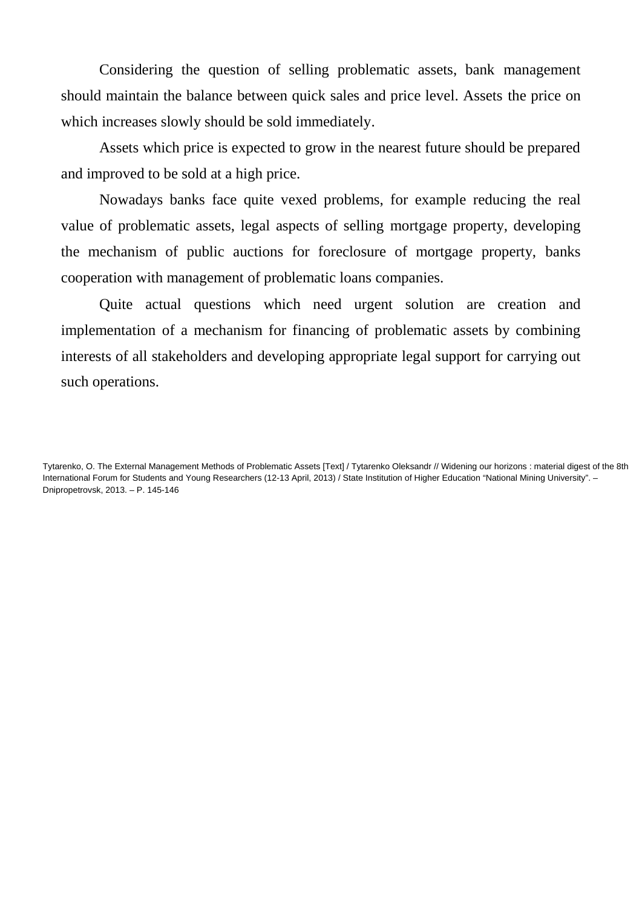Considering the question of selling problematic assets, bank management should maintain the balance between quick sales and price level. Assets the price on which increases slowly should be sold immediately.

Assets which price is expected to grow in the nearest future should be prepared and improved to be sold at a high price.

Nowadays banks face quite vexed problems, for example reducing the real value of problematic assets, legal aspects of selling mortgage property, developing the mechanism of public auctions for foreclosure of mortgage property, banks cooperation with management of problematic loans companies.

Quite actual questions which need urgent solution are creation and implementation of a mechanism for financing of problematic assets by combining interests of all stakeholders and developing appropriate legal support for carrying out such operations.

Tytarenko, O. The External Management Methods of Problematic Assets [Text] / Tytarenko Oleksandr // Widening our horizons : material digest of the 8th International Forum for Students and Young Researchers (12-13 April, 2013) / State Institution of Higher Education "National Mining University". – Dnipropetrovsk, 2013. – P. 145-146